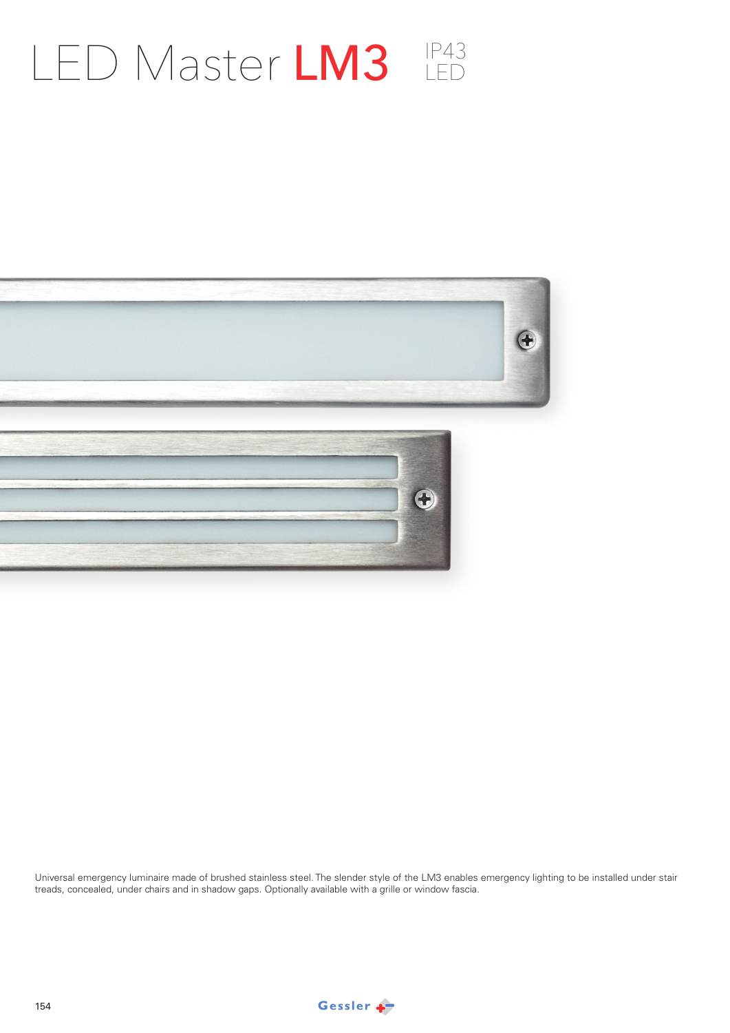# LED Master **LM3** IP43 LED

Universal emergency luminaire made of brushed stainless steel. The slender style of the LM3 enables emergency lighting to be installed under stair treads, concealed, under chairs and in shadow gaps. Optionally available with a grille or window fascia.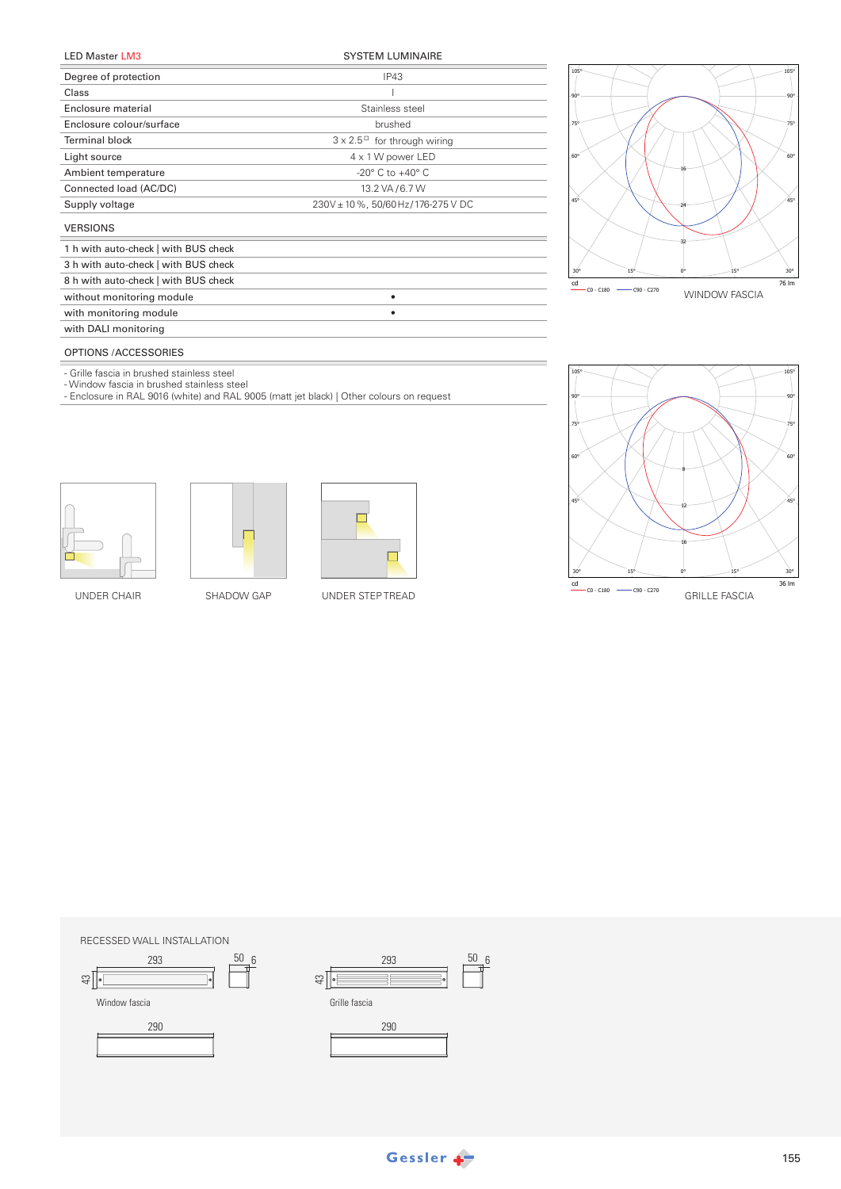| LED Master LM3 | SYSTEM LUMINAIRE |
|---|---|
| Degree of protection | IP43 |
| Class | I |
| Enclosure material | Stainless steel |
| Enclosure colour/surface | brushed |
| Terminal block | 3 x 2.5□ for through wiring |
| Light source | 4 x 1 W power LED |
| Ambient temperature | -20° C to +40° C |
| Connected load (AC/DC) | 13.2 VA / 6.7 W |
| Supply voltage | 230V ± 10 %, 50/60 Hz / 176-275 V DC |

| VERSIONS | |
|---|---|
| 1 h with auto-check \| with BUS check | |
| 3 h with auto-check \| with BUS check | |
| 8 h with auto-check \| with BUS check | |
| without monitoring module | • |
| with monitoring module | • |
| with DALI monitoring | |

OPTIONS / ACCESSORIES

- Grille fascia in brushed stainless steel
- Window fascia in brushed stainless steel
- Enclosure in RAL 9016 (white) and RAL 9005 (matt jet black) | Other colours on request

105° 90° 75° 60° 45° 30° 15° 0° 15° 30° 45° 60° 75° 90° 105°
16
24
32
cd
76 lm
C0 - C180
C90 - C270
WINDOW FASCIA

105° 90° 75° 60° 45° 30° 15° 0° 15° 30° 45° 60° 75° 90° 105°
8
12
16
cd
36 lm
C0 - C180
C90 - C270
GRILLE FASCIA

UNDER CHAIR

SHADOW GAP

UNDER STEP TREAD

RECESSED WALL INSTALLATION

293
43
50
6
Window fascia
290

293
43
50
6
Grille fascia
290